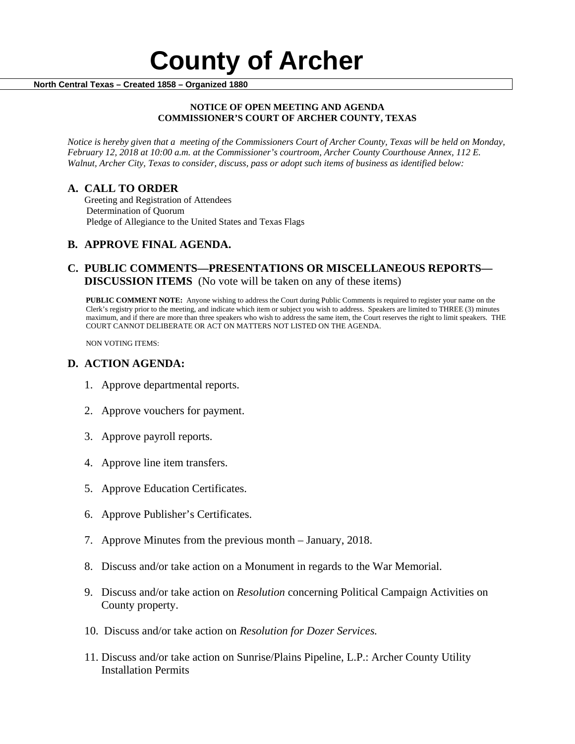# County of Archer

**North Central Texas – Created 1858 – Organized 1880**

**NOTICE OF OPEN MEETING AND AGENDA**
**COMMISSIONER'S COURT OF ARCHER COUNTY, TEXAS**

*Notice is hereby given that a meeting of the Commissioners Court of Archer County, Texas will be held on Monday, February 12, 2018 at 10:00 a.m. at the Commissioner's courtroom, Archer County Courthouse Annex, 112 E. Walnut, Archer City, Texas to consider, discuss, pass or adopt such items of business as identified below:*

## A. CALL TO ORDER

Greeting and Registration of Attendees
Determination of Quorum
Pledge of Allegiance to the United States and Texas Flags

## B. APPROVE FINAL AGENDA.

## C. PUBLIC COMMENTS—PRESENTATIONS OR MISCELLANEOUS REPORTS—DISCUSSION ITEMS (No vote will be taken on any of these items)

**PUBLIC COMMENT NOTE:** Anyone wishing to address the Court during Public Comments is required to register your name on the Clerk's registry prior to the meeting, and indicate which item or subject you wish to address. Speakers are limited to THREE (3) minutes maximum, and if there are more than three speakers who wish to address the same item, the Court reserves the right to limit speakers. THE COURT CANNOT DELIBERATE OR ACT ON MATTERS NOT LISTED ON THE AGENDA.

NON VOTING ITEMS:

## D. ACTION AGENDA:

1. Approve departmental reports.
2. Approve vouchers for payment.
3. Approve payroll reports.
4. Approve line item transfers.
5. Approve Education Certificates.
6. Approve Publisher's Certificates.
7. Approve Minutes from the previous month – January, 2018.
8. Discuss and/or take action on a Monument in regards to the War Memorial.
9. Discuss and/or take action on *Resolution* concerning Political Campaign Activities on County property.
10. Discuss and/or take action on *Resolution for Dozer Services.*
11. Discuss and/or take action on Sunrise/Plains Pipeline, L.P.: Archer County Utility Installation Permits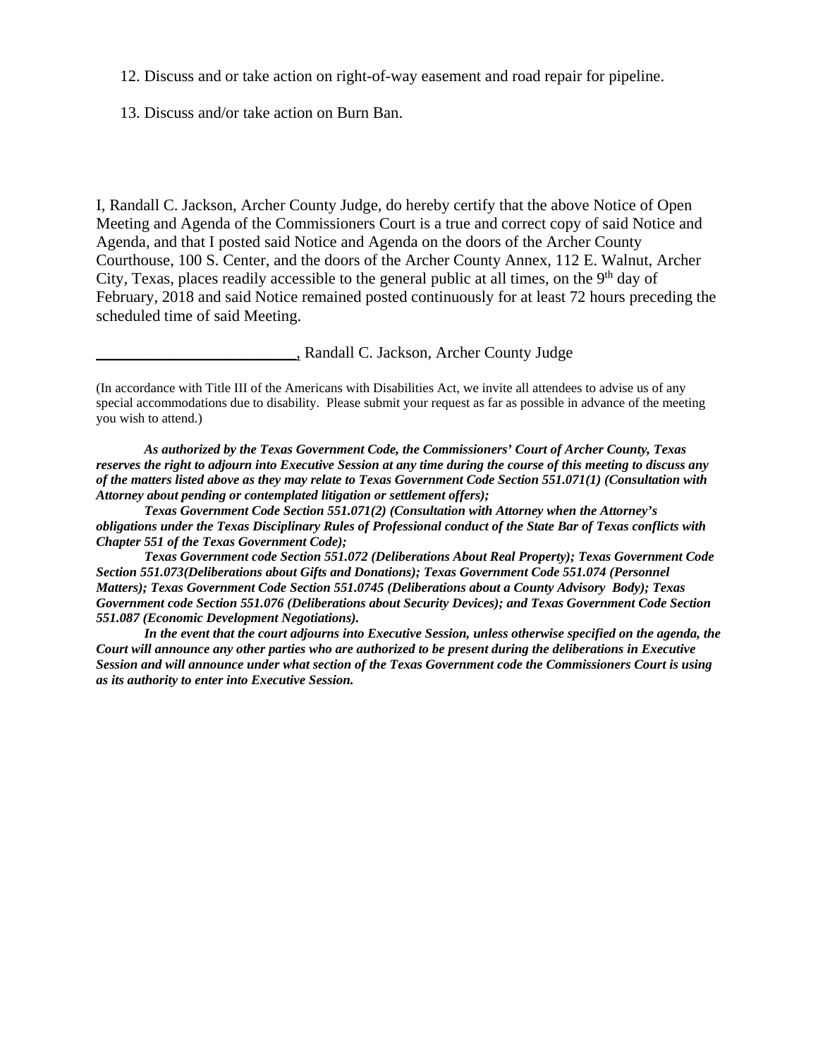12. Discuss and or take action on right-of-way easement and road repair for pipeline.

13. Discuss and/or take action on Burn Ban.

I, Randall C. Jackson, Archer County Judge, do hereby certify that the above Notice of Open Meeting and Agenda of the Commissioners Court is a true and correct copy of said Notice and Agenda, and that I posted said Notice and Agenda on the doors of the Archer County Courthouse, 100 S. Center, and the doors of the Archer County Annex, 112 E. Walnut, Archer City, Texas, places readily accessible to the general public at all times, on the 9th day of February, 2018 and said Notice remained posted continuously for at least 72 hours preceding the scheduled time of said Meeting.

\_\_\_\_\_\_\_\_\_\_\_\_\_\_\_\_\_\_\_\_\_\_\_\_\_, Randall C. Jackson, Archer County Judge

(In accordance with Title III of the Americans with Disabilities Act, we invite all attendees to advise us of any special accommodations due to disability. Please submit your request as far as possible in advance of the meeting you wish to attend.)

***As authorized by the Texas Government Code, the Commissioners' Court of Archer County, Texas reserves the right to adjourn into Executive Session at any time during the course of this meeting to discuss any of the matters listed above as they may relate to Texas Government Code Section 551.071(1) (Consultation with Attorney about pending or contemplated litigation or settlement offers);***

***Texas Government Code Section 551.071(2) (Consultation with Attorney when the Attorney's obligations under the Texas Disciplinary Rules of Professional conduct of the State Bar of Texas conflicts with Chapter 551 of the Texas Government Code);***

***Texas Government code Section 551.072 (Deliberations About Real Property); Texas Government Code Section 551.073(Deliberations about Gifts and Donations); Texas Government Code 551.074 (Personnel Matters); Texas Government Code Section 551.0745 (Deliberations about a County Advisory Body); Texas Government code Section 551.076 (Deliberations about Security Devices); and Texas Government Code Section 551.087 (Economic Development Negotiations).***

***In the event that the court adjourns into Executive Session, unless otherwise specified on the agenda, the Court will announce any other parties who are authorized to be present during the deliberations in Executive Session and will announce under what section of the Texas Government code the Commissioners Court is using as its authority to enter into Executive Session.***